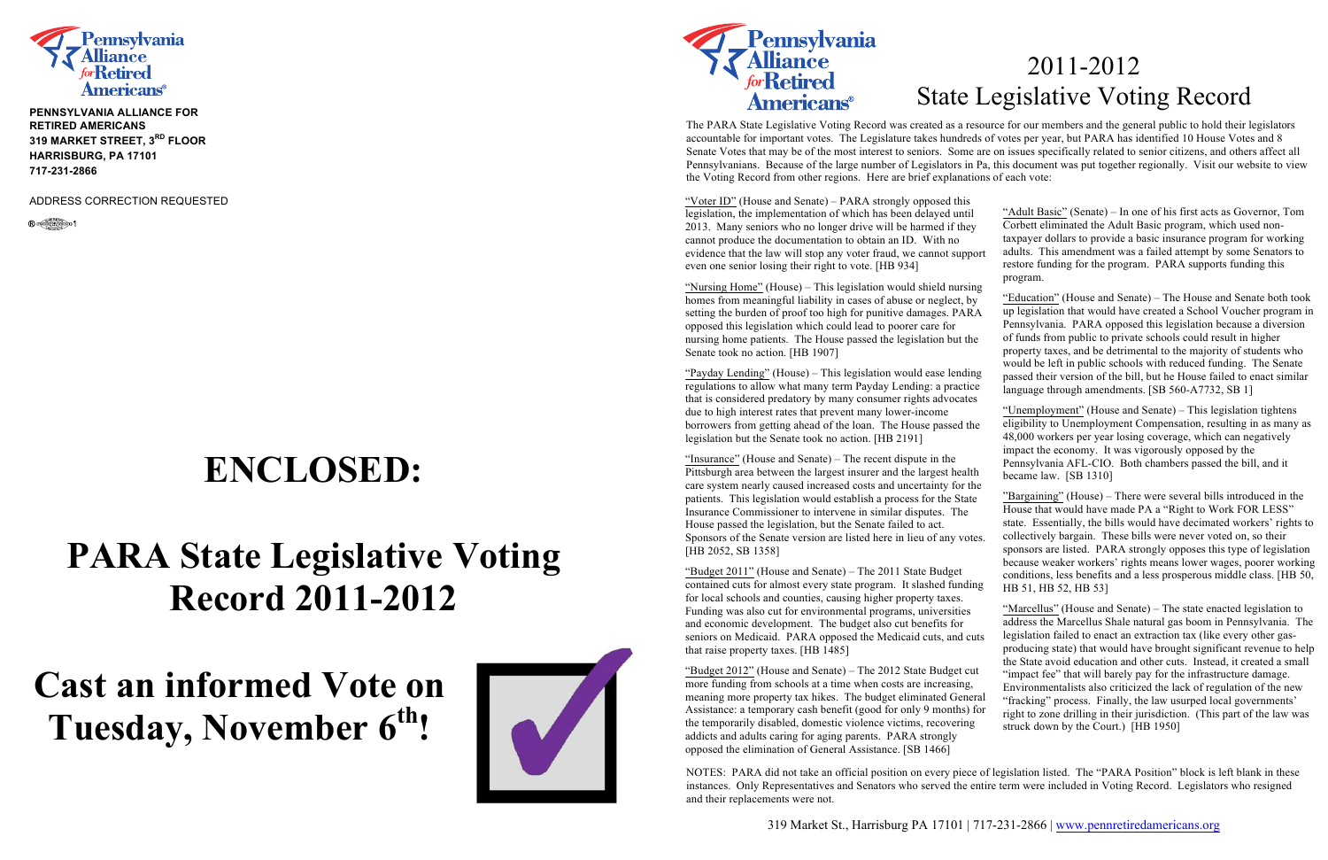Pennsylvania Alliance for Retired Americans

**PENNSYLVANIA ALLIANCE FOR RETIRED AMERICANS**
**319 MARKET STREET, 3RD FLOOR**
**HARRISBURG, PA 17101**
**717-231-2866**

ADDRESS CORRECTION REQUESTED

# ENCLOSED:

# PARA State Legislative Voting Record 2011-2012

# Cast an informed Vote on Tuesday, November 6th!

Pennsylvania Alliance for Retired Americans

# 2011-2012 State Legislative Voting Record

The PARA State Legislative Voting Record was created as a resource for our members and the general public to hold their legislators accountable for important votes. The Legislature takes hundreds of votes per year, but PARA has identified 10 House Votes and 8 Senate Votes that may be of the most interest to seniors. Some are on issues specifically related to senior citizens, and others affect all Pennsylvanians. Because of the large number of Legislators in Pa, this document was put together regionally. Visit our website to view the Voting Record from other regions. Here are brief explanations of each vote:

"Voter ID" (House and Senate) – PARA strongly opposed this legislation, the implementation of which has been delayed until 2013. Many seniors who no longer drive will be harmed if they cannot produce the documentation to obtain an ID. With no evidence that the law will stop any voter fraud, we cannot support even one senior losing their right to vote. [HB 934]

"Nursing Home" (House) – This legislation would shield nursing homes from meaningful liability in cases of abuse or neglect, by setting the burden of proof too high for punitive damages. PARA opposed this legislation which could lead to poorer care for nursing home patients. The House passed the legislation but the Senate took no action. [HB 1907]

"Payday Lending" (House) – This legislation would ease lending regulations to allow what many term Payday Lending: a practice that is considered predatory by many consumer rights advocates due to high interest rates that prevent many lower-income borrowers from getting ahead of the loan. The House passed the legislation but the Senate took no action. [HB 2191]

"Insurance" (House and Senate) – The recent dispute in the Pittsburgh area between the largest insurer and the largest health care system nearly caused increased costs and uncertainty for the patients. This legislation would establish a process for the State Insurance Commissioner to intervene in similar disputes. The House passed the legislation, but the Senate failed to act. Sponsors of the Senate version are listed here in lieu of any votes. [HB 2052, SB 1358]

"Budget 2011" (House and Senate) – The 2011 State Budget contained cuts for almost every state program. It slashed funding for local schools and counties, causing higher property taxes. Funding was also cut for environmental programs, universities and economic development. The budget also cut benefits for seniors on Medicaid. PARA opposed the Medicaid cuts, and cuts that raise property taxes. [HB 1485]

"Budget 2012" (House and Senate) – The 2012 State Budget cut more funding from schools at a time when costs are increasing, meaning more property tax hikes. The budget eliminated General Assistance: a temporary cash benefit (good for only 9 months) for the temporarily disabled, domestic violence victims, recovering addicts and adults caring for aging parents. PARA strongly opposed the elimination of General Assistance. [SB 1466]

"Adult Basic" (Senate) – In one of his first acts as Governor, Tom Corbett eliminated the Adult Basic program, which used non-taxpayer dollars to provide a basic insurance program for working adults. This amendment was a failed attempt by some Senators to restore funding for the program. PARA supports funding this program.

"Education" (House and Senate) – The House and Senate both took up legislation that would have created a School Voucher program in Pennsylvania. PARA opposed this legislation because a diversion of funds from public to private schools could result in higher property taxes, and be detrimental to the majority of students who would be left in public schools with reduced funding. The Senate passed their version of the bill, but he House failed to enact similar language through amendments. [SB 560-A7732, SB 1]

"Unemployment" (House and Senate) – This legislation tightens eligibility to Unemployment Compensation, resulting in as many as 48,000 workers per year losing coverage, which can negatively impact the economy. It was vigorously opposed by the Pennsylvania AFL-CIO. Both chambers passed the bill, and it became law. [SB 1310]

"Bargaining" (House) – There were several bills introduced in the House that would have made PA a "Right to Work FOR LESS" state. Essentially, the bills would have decimated workers' rights to collectively bargain. These bills were never voted on, so their sponsors are listed. PARA strongly opposes this type of legislation because weaker workers' rights means lower wages, poorer working conditions, less benefits and a less prosperous middle class. [HB 50, HB 51, HB 52, HB 53]

"Marcellus" (House and Senate) – The state enacted legislation to address the Marcellus Shale natural gas boom in Pennsylvania. The legislation failed to enact an extraction tax (like every other gas-producing state) that would have brought significant revenue to help the State avoid education and other cuts. Instead, it created a small "impact fee" that will barely pay for the infrastructure damage. Environmentalists also criticized the lack of regulation of the new "fracking" process. Finally, the law usurped local governments' right to zone drilling in their jurisdiction. (This part of the law was struck down by the Court.) [HB 1950]

NOTES: PARA did not take an official position on every piece of legislation listed. The "PARA Position" block is left blank in these instances. Only Representatives and Senators who served the entire term were included in Voting Record. Legislators who resigned and their replacements were not.

319 Market St., Harrisburg PA 17101 | 717-231-2866 | www.pennretiredamericans.org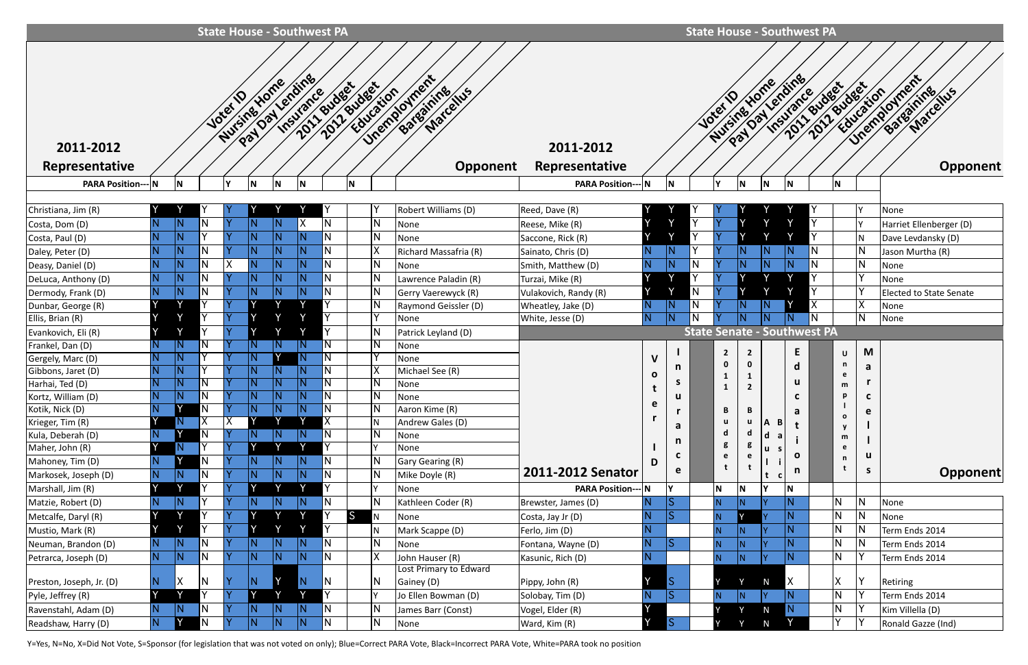## State House - Southwest PA

| 2011-2012 Representative | Voter ID | Nursing Home | Pay Day Lending | Insurance | 2011 Budget | 2012 Budget | Education | Unemployment | Bargaining | Marcellus | Opponent |
|---|---|---|---|---|---|---|---|---|---|---|---|
| **PARA Position---** | N | N | | Y | N | N | N | | N | | |
| Christiana, Jim (R) | Y | Y | Y | Y | Y | Y | Y | Y | | Y | Robert Williams (D) |
| Costa, Dom (D) | N | N | N | Y | N | N | X | N | | N | None |
| Costa, Paul (D) | N | N | Y | Y | N | N | N | N | | N | None |
| Daley, Peter (D) | N | N | N | Y | N | N | N | N | | X | Richard Massafria (R) |
| Deasy, Daniel (D) | N | N | N | X | N | N | N | N | | N | None |
| DeLuca, Anthony (D) | N | N | N | Y | N | N | N | N | | N | Lawrence Paladin (R) |
| Dermody, Frank (D) | N | N | N | Y | N | N | N | N | | N | Gerry Vaerewyck (R) |
| Dunbar, George (R) | Y | Y | Y | Y | Y | Y | Y | Y | | N | Raymond Geissler (D) |
| Ellis, Brian (R) | Y | Y | Y | Y | Y | Y | Y | Y | | Y | None |
| Evankovich, Eli (R) | Y | Y | Y | Y | Y | Y | Y | Y | | N | Patrick Leyland (D) |
| Frankel, Dan (D) | N | N | N | Y | N | N | N | N | | N | None |
| Gergely, Marc (D) | N | N | Y | Y | N | Y | N | N | | Y | None |
| Gibbons, Jaret (D) | N | N | Y | Y | N | N | N | N | | X | Michael See (R) |
| Harhai, Ted (D) | N | N | N | Y | N | N | N | N | | N | None |
| Kortz, William (D) | N | N | N | Y | N | N | N | N | | N | None |
| Kotik, Nick (D) | N | Y | N | Y | N | N | N | N | | N | Aaron Kime (R) |
| Krieger, Tim (R) | Y | N | X | X | Y | Y | Y | X | | N | Andrew Gales (D) |
| Kula, Deberah (D) | N | Y | N | Y | N | N | N | N | | N | None |
| Maher, John (R) | Y | N | Y | Y | Y | Y | Y | Y | | Y | None |
| Mahoney, Tim (D) | N | Y | N | Y | N | N | N | N | | N | Gary Gearing (R) |
| Markosek, Joseph (D) | N | N | N | Y | N | N | N | N | | N | Mike Doyle (R) |
| Marshall, Jim (R) | Y | Y | Y | Y | Y | Y | Y | Y | | Y | None |
| Matzie, Robert (D) | N | N | Y | Y | N | N | N | N | | N | Kathleen Coder (R) |
| Metcalfe, Daryl (R) | Y | Y | Y | Y | Y | Y | Y | Y | S | N | None |
| Mustio, Mark (R) | Y | Y | Y | Y | Y | Y | Y | Y | | N | Mark Scappe (D) |
| Neuman, Brandon (D) | N | N | N | Y | N | N | N | N | | N | None |
| Petrarca, Joseph (D) | N | N | N | Y | N | N | N | N | | X | John Hauser (R) |
| Preston, Joseph, Jr. (D) | N | X | N | Y | N | Y | N | N | | N | Lost Primary to Edward Gainey (D) |
| Pyle, Jeffrey (R) | Y | Y | Y | Y | Y | Y | Y | Y | | Y | Jo Ellen Bowman (D) |
| Ravenstahl, Adam (D) | N | N | N | Y | N | N | N | N | | N | James Barr (Const) |
| Readshaw, Harry (D) | N | Y | N | Y | N | N | N | N | | N | None |

## State House - Southwest PA

| 2011-2012 Representative | Voter ID | Nursing Home | Pay Day Lending | Insurance | 2011 Budget | 2012 Budget | Education | Unemployment | Bargaining | Marcellus | Opponent |
|---|---|---|---|---|---|---|---|---|---|---|---|
| **PARA Position---** | N | N | | Y | N | N | N | | N | | |
| Reed, Dave (R) | Y | Y | Y | Y | Y | Y | Y | Y | | Y | None |
| Reese, Mike (R) | Y | Y | Y | Y | Y | Y | Y | Y | | Y | Harriet Ellenberger (D) |
| Saccone, Rick (R) | Y | Y | Y | Y | Y | Y | Y | Y | | N | Dave Levdansky (D) |
| Sainato, Chris (D) | N | N | Y | Y | N | N | N | N | | N | Jason Murtha (R) |
| Smith, Matthew (D) | N | N | N | Y | N | N | N | N | | N | None |
| Turzai, Mike (R) | Y | Y | Y | Y | Y | Y | Y | Y | | Y | None |
| Vulakovich, Randy (R) | Y | Y | N | Y | Y | Y | Y | Y | | Y | Elected to State Senate |
| Wheatley, Jake (D) | N | N | N | Y | N | N | Y | X | | X | None |
| White, Jesse (D) | N | N | N | Y | N | N | N | N | | N | None |

## State Senate - Southwest PA

| 2011-2012 Senator | Voter ID | Insurance | | 2011 Budget | 2012 Budget | Audit / Basic | Education | | Unemployment | Marcellus | Opponent |
|---|---|---|---|---|---|---|---|---|---|---|---|
| **PARA Position---** | N | Y | | N | N | Y | N | | | | |
| Brewster, James (D) | N | S | | N | N | Y | N | | N | N | None |
| Costa, Jay Jr (D) | N | S | | N | Y | Y | N | | N | N | None |
| Ferlo, Jim (D) | N | | | N | N | Y | N | | N | N | Term Ends 2014 |
| Fontana, Wayne (D) | N | S | | N | N | Y | N | | N | N | Term Ends 2014 |
| Kasunic, Rich (D) | N | | | N | N | Y | N | | N | Y | Term Ends 2014 |
| Pippy, John (R) | Y | S | | Y | Y | N | X | | X | Y | Retiring |
| Solobay, Tim (D) | N | S | | N | N | Y | N | | N | Y | Term Ends 2014 |
| Vogel, Elder (R) | Y | | | Y | Y | N | N | | N | Y | Kim Villella (D) |
| Ward, Kim (R) | Y | S | | Y | Y | N | Y | | Y | Y | Ronald Gazze (Ind) |

Y=Yes, N=No, X=Did Not Vote, S=Sponsor (for legislation that was not voted on only); Blue=Correct PARA Vote, Black=Incorrect PARA Vote, White=PARA took no position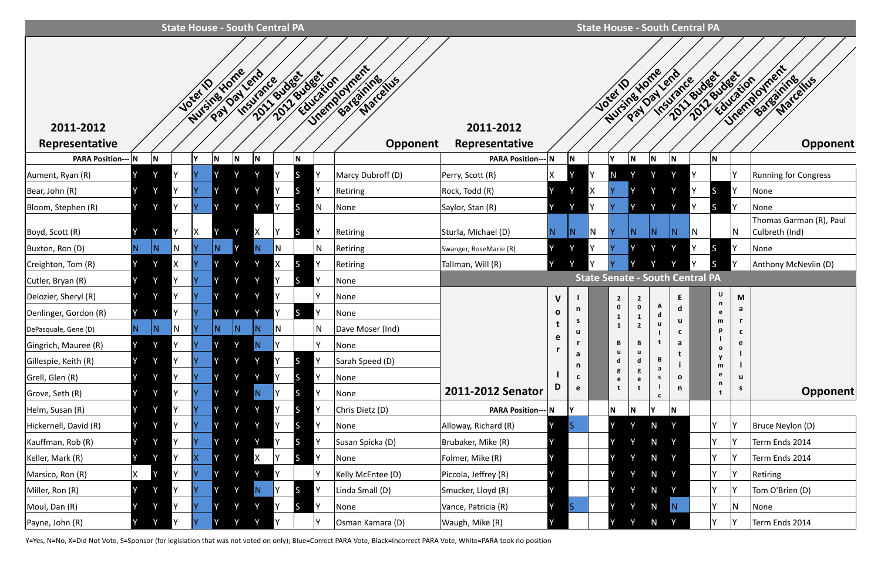## State House - South Central PA

| 2011-2012 Representative | Voter ID | Nursing Home | Pay Day Lend | Insurance | 2011 Budget | 2012 Budget | Education | Unemployment | Bargaining | Marcellus | Opponent |
|---|---|---|---|---|---|---|---|---|---|---|---|
| **PARA Position---** | N | N | | Y | N | N | N | | N | | |
| Aument, Ryan (R) | Y | Y | Y | Y | Y | Y | Y | Y | S | Y | Marcy Dubroff (D) |
| Bear, John (R) | Y | Y | Y | Y | Y | Y | Y | Y | S | Y | Retiring |
| Bloom, Stephen (R) | Y | Y | Y | Y | Y | Y | Y | Y | S | N | None |
| Boyd, Scott (R) | Y | Y | Y | X | Y | Y | X | Y | S | Y | Retiring |
| Buxton, Ron (D) | N | N | N | Y | N | Y | N | N | | N | Retiring |
| Creighton, Tom (R) | Y | Y | X | Y | Y | Y | Y | X | S | Y | Retiring |
| Cutler, Bryan (R) | Y | Y | Y | Y | Y | Y | Y | Y | S | Y | None |
| Delozier, Sheryl (R) | Y | Y | Y | Y | Y | Y | Y | Y | | Y | None |
| Denlinger, Gordon (R) | Y | Y | Y | Y | Y | Y | Y | Y | S | Y | None |
| DePasquale, Gene (D) | N | N | N | Y | N | N | N | N | | N | Dave Moser (Ind) |
| Gingrich, Mauree (R) | Y | Y | Y | Y | Y | Y | N | Y | | Y | None |
| Gillespie, Keith (R) | Y | Y | Y | Y | Y | Y | Y | Y | S | Y | Sarah Speed (D) |
| Grell, Glen (R) | Y | Y | Y | Y | Y | Y | Y | Y | S | Y | None |
| Grove, Seth (R) | Y | Y | Y | Y | Y | Y | N | Y | S | Y | None |
| Helm, Susan (R) | Y | Y | Y | Y | Y | Y | Y | Y | S | Y | Chris Dietz (D) |
| Hickernell, David (R) | Y | Y | Y | Y | Y | Y | Y | Y | S | Y | None |
| Kauffman, Rob (R) | Y | Y | Y | Y | Y | Y | Y | Y | S | Y | Susan Spicka (D) |
| Keller, Mark (R) | Y | Y | Y | X | Y | Y | X | Y | S | Y | None |
| Marsico, Ron (R) | X | Y | Y | Y | Y | Y | Y | Y | | Y | Kelly McEntee (D) |
| Miller, Ron (R) | Y | Y | Y | Y | Y | Y | N | Y | S | Y | Linda Small (D) |
| Moul, Dan (R) | Y | Y | Y | Y | Y | Y | Y | Y | S | Y | None |
| Payne, John (R) | Y | Y | Y | Y | Y | Y | Y | Y | | Y | Osman Kamara (D) |
| Perry, Scott (R) | X | Y | Y | N | Y | Y | Y | Y | | Y | Running for Congress |
| Rock, Todd (R) | Y | Y | X | Y | Y | Y | Y | Y | S | Y | None |
| Saylor, Stan (R) | Y | Y | Y | Y | Y | Y | Y | Y | S | Y | None |
| Sturla, Michael (D) | N | N | N | Y | N | N | N | N | | N | Thomas Garman (R), Paul Culbreth (Ind) |
| Swanger, RoseMarie (R) | Y | Y | Y | Y | Y | Y | Y | Y | S | Y | None |
| Tallman, Will (R) | Y | Y | Y | Y | Y | Y | Y | Y | S | Y | Anthony McNeviin (D) |

## State Senate - South Central PA

| 2011-2012 Senator | Voter ID | Insurance | | 2011 Budget | 2012 Budget | Adult Basic | Education | | Unemployment | Marcellus | Opponent |
|---|---|---|---|---|---|---|---|---|---|---|---|
| **PARA Position---** | N | Y | | N | N | Y | N | | | | |
| Alloway, Richard (R) | Y | S | | Y | Y | N | Y | | Y | Y | Bruce Neylon (D) |
| Brubaker, Mike (R) | Y | | | Y | Y | N | Y | | Y | Y | Term Ends 2014 |
| Folmer, Mike (R) | Y | | | Y | Y | N | Y | | Y | Y | Term Ends 2014 |
| Piccola, Jeffrey (R) | Y | | | Y | Y | N | Y | | Y | Y | Retiring |
| Smucker, Lloyd (R) | Y | | | Y | Y | N | Y | | Y | Y | Tom O'Brien (D) |
| Vance, Patricia (R) | Y | S | | Y | Y | N | N | | Y | N | None |
| Waugh, Mike (R) | Y | | | Y | Y | N | Y | | Y | Y | Term Ends 2014 |

Y=Yes, N=No, X=Did Not Vote, S=Sponsor (for legislation that was not voted on only); Blue=Correct PARA Vote, Black=Incorrect PARA Vote, White=PARA took no position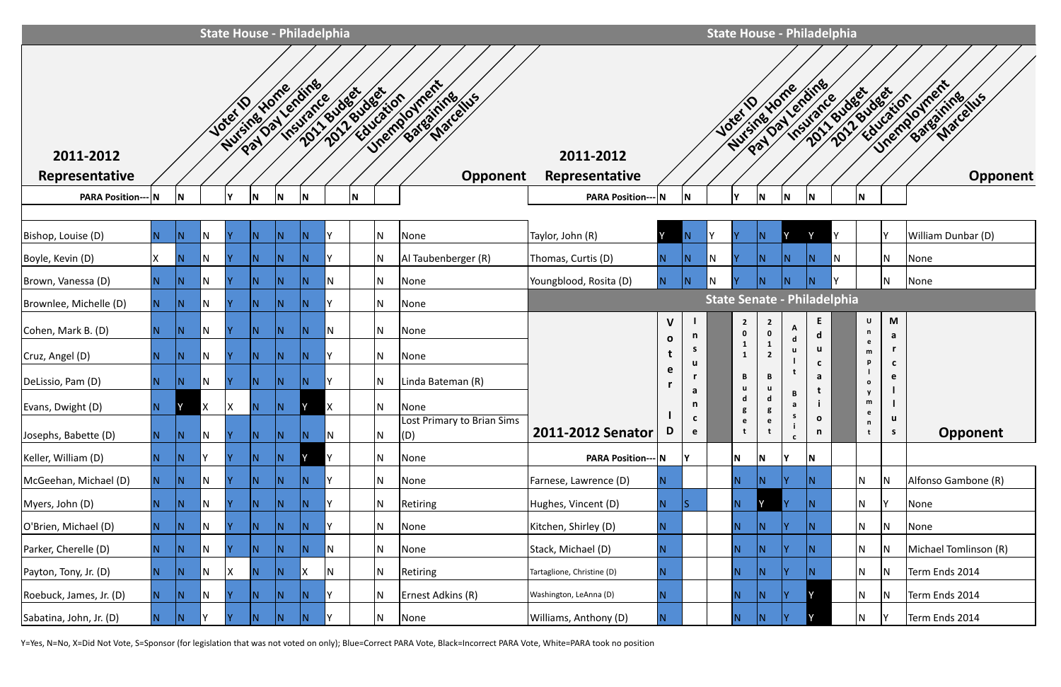## State House - Philadelphia

| 2011-2012 Representative | Voter ID | Nursing Home | Pay Day Lending | Insurance | 2011 Budget | 2012 Budget | Education | Unemployment | Bargaining | Marcellus | Opponent |
|---|---|---|---|---|---|---|---|---|---|---|---|
| **PARA Position---** | **N** | **N** | | **Y** | **N** | **N** | **N** | | **N** | | |
| Bishop, Louise (D) | N | N | N | Y | N | N | N | Y | | N | None |
| Boyle, Kevin (D) | X | N | N | Y | N | N | N | Y | | N | Al Taubenberger (R) |
| Brown, Vanessa (D) | N | N | N | Y | N | N | N | N | | N | None |
| Brownlee, Michelle (D) | N | N | N | Y | N | N | N | Y | | N | None |
| Cohen, Mark B. (D) | N | N | N | Y | N | N | N | N | | N | None |
| Cruz, Angel (D) | N | N | N | Y | N | N | N | Y | | N | None |
| DeLissio, Pam (D) | N | N | N | Y | N | N | N | Y | | N | Linda Bateman (R) |
| Evans, Dwight (D) | N | Y | X | X | N | N | Y | X | | N | None |
| Josephs, Babette (D) | N | N | N | Y | N | N | N | N | | N | Lost Primary to Brian Sims (D) |
| Keller, William (D) | N | N | Y | Y | N | N | Y | Y | | N | None |
| McGeehan, Michael (D) | N | N | N | Y | N | N | N | Y | | N | None |
| Myers, John (D) | N | N | N | Y | N | N | N | Y | | N | Retiring |
| O'Brien, Michael (D) | N | N | N | Y | N | N | N | Y | | N | None |
| Parker, Cherelle (D) | N | N | N | Y | N | N | N | N | | N | None |
| Payton, Tony, Jr. (D) | N | N | N | X | N | N | X | N | | N | Retiring |
| Roebuck, James, Jr. (D) | N | N | N | Y | N | N | N | Y | | N | Ernest Adkins (R) |
| Sabatina, John, Jr. (D) | N | N | Y | Y | N | N | N | Y | | N | None |

## State House - Philadelphia

| 2011-2012 Representative | Voter ID | Nursing Home | Pay Day Lending | Insurance | 2011 Budget | 2012 Budget | Education | Unemployment | Bargaining | Marcellus | Opponent |
|---|---|---|---|---|---|---|---|---|---|---|---|
| **PARA Position---** | **N** | **N** | | **Y** | **N** | **N** | **N** | | **N** | | |
| Taylor, John (R) | Y | N | Y | Y | N | Y | Y | Y | | Y | William Dunbar (D) |
| Thomas, Curtis (D) | N | N | N | Y | N | N | N | N | | N | None |
| Youngblood, Rosita (D) | N | N | N | Y | N | N | N | Y | | N | None |

## State Senate - Philadelphia

| 2011-2012 Senator | Voter ID | Insurance | | 2011 Budget | 2012 Budget | Adult Basic | Education | | Unemployment | Marcellus | Opponent |
|---|---|---|---|---|---|---|---|---|---|---|---|
| **PARA Position---** | **N** | **Y** | | **N** | **N** | **Y** | **N** | | | | |
| Farnese, Lawrence (D) | N | | | N | N | Y | N | | N | N | Alfonso Gambone (R) |
| Hughes, Vincent (D) | N | S | | N | Y | Y | N | | N | Y | None |
| Kitchen, Shirley (D) | N | | | N | N | Y | N | | N | N | None |
| Stack, Michael (D) | N | | | N | N | Y | N | | N | N | Michael Tomlinson (R) |
| Tartaglione, Christine (D) | N | | | N | N | Y | N | | N | N | Term Ends 2014 |
| Washington, LeAnna (D) | N | | | N | N | Y | Y | | N | N | Term Ends 2014 |
| Williams, Anthony (D) | N | | | N | N | Y | Y | | N | Y | Term Ends 2014 |

Y=Yes, N=No, X=Did Not Vote, S=Sponsor (for legislation that was not voted on only); Blue=Correct PARA Vote, Black=Incorrect PARA Vote, White=PARA took no position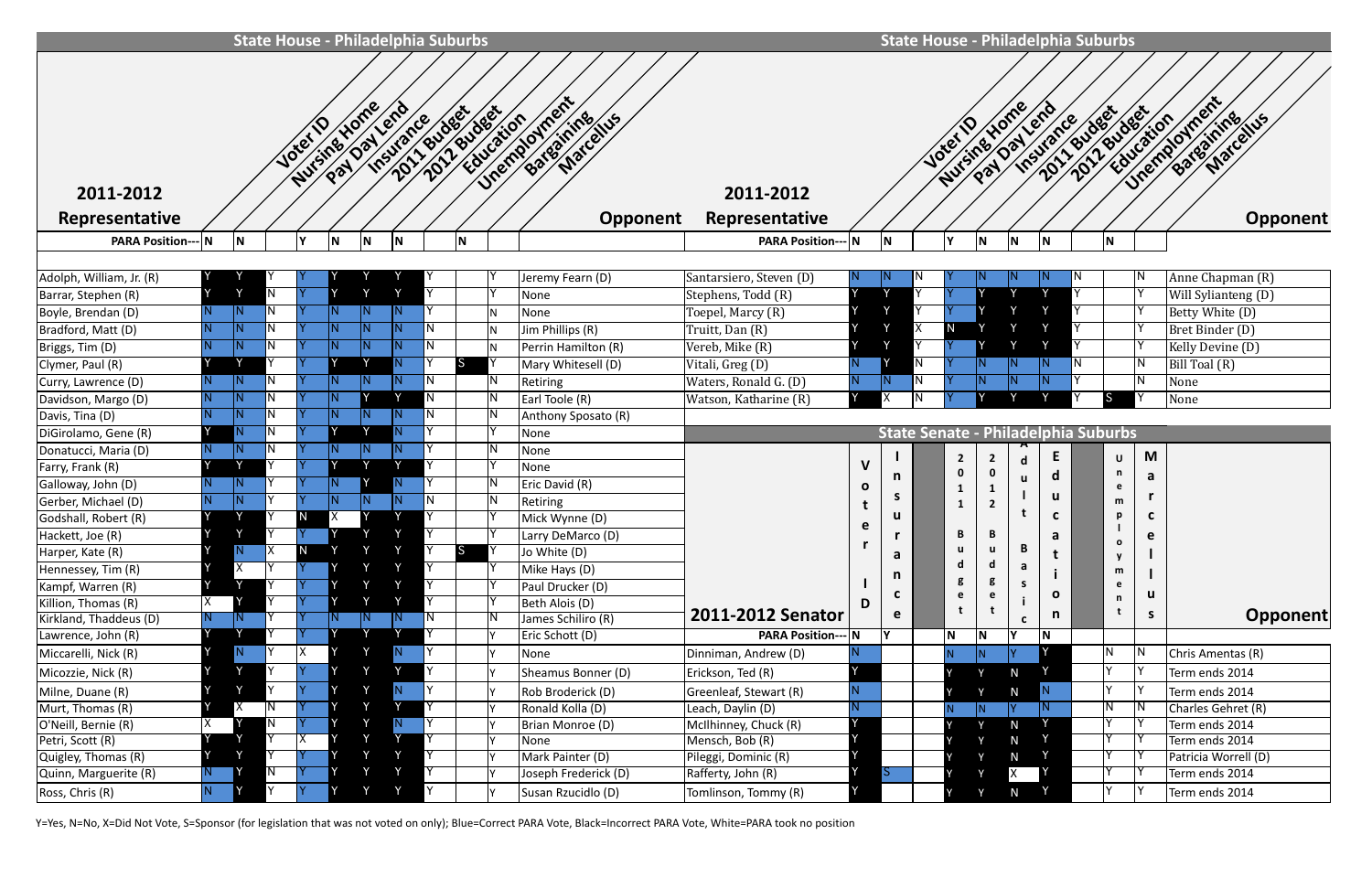## State House - Philadelphia Suburbs

| 2011-2012 Representative | Voter ID | Nursing Home | Pay Day Lend | Insurance | 2011 Budget | 2012 Budget | Education | Unemployment | Bargaining | Marcellus | Opponent |
|---|---|---|---|---|---|---|---|---|---|---|---|
| **PARA Position---** | N | N | | Y | N | N | N | | N | | |
| Adolph, William, Jr. (R) | Y | Y | Y | Y | Y | Y | Y | Y | | Y | Jeremy Fearn (D) |
| Barrar, Stephen (R) | Y | Y | N | Y | Y | Y | Y | Y | | Y | None |
| Boyle, Brendan (D) | N | N | N | Y | N | N | N | Y | | N | None |
| Bradford, Matt (D) | N | N | N | Y | N | N | N | N | | N | Jim Phillips (R) |
| Briggs, Tim (D) | N | N | N | Y | N | N | N | N | | N | Perrin Hamilton (R) |
| Clymer, Paul (R) | Y | Y | Y | Y | Y | Y | N | Y | S | Y | Mary Whitesell (D) |
| Curry, Lawrence (D) | N | N | N | Y | N | N | N | N | | N | Retiring |
| Davidson, Margo (D) | N | N | N | Y | N | Y | Y | N | | N | Earl Toole (R) |
| Davis, Tina (D) | N | N | N | Y | N | N | N | N | | N | Anthony Sposato (R) |
| DiGirolamo, Gene (R) | Y | N | N | Y | Y | Y | N | Y | | Y | None |
| Donatucci, Maria (D) | N | N | N | Y | N | N | N | Y | | N | None |
| Farry, Frank (R) | Y | Y | Y | Y | Y | Y | Y | Y | | Y | None |
| Galloway, John (D) | N | N | Y | Y | N | Y | N | Y | | N | Eric David (R) |
| Gerber, Michael (D) | N | N | Y | Y | N | N | N | N | | N | Retiring |
| Godshall, Robert (R) | Y | Y | Y | N | X | Y | Y | Y | | Y | Mick Wynne (D) |
| Hackett, Joe (R) | Y | Y | Y | Y | Y | Y | Y | Y | | Y | Larry DeMarco (D) |
| Harper, Kate (R) | Y | N | X | N | Y | Y | Y | Y | S | Y | Jo White (D) |
| Hennessey, Tim (R) | Y | X | Y | Y | Y | Y | Y | Y | | Y | Mike Hays (D) |
| Kampf, Warren (R) | Y | Y | Y | Y | Y | Y | Y | Y | | Y | Paul Drucker (D) |
| Killion, Thomas (R) | X | Y | Y | Y | Y | Y | Y | Y | | Y | Beth Alois (D) |
| Kirkland, Thaddeus (D) | N | N | Y | Y | N | N | N | N | | N | James Schiliro (R) |
| Lawrence, John (R) | Y | Y | Y | Y | Y | Y | Y | Y | | Y | Eric Schott (D) |
| Miccarelli, Nick (R) | Y | N | Y | X | Y | Y | N | Y | | Y | None |
| Micozzie, Nick (R) | Y | Y | Y | Y | Y | Y | Y | Y | | Y | Sheamus Bonner (D) |
| Milne, Duane (R) | Y | Y | Y | Y | Y | Y | N | Y | | Y | Rob Broderick (D) |
| Murt, Thomas (R) | Y | X | N | Y | Y | Y | Y | Y | | Y | Ronald Kolla (D) |
| O'Neill, Bernie (R) | X | Y | N | Y | Y | Y | N | Y | | Y | Brian Monroe (D) |
| Petri, Scott (R) | Y | Y | Y | X | Y | Y | Y | Y | | Y | None |
| Quigley, Thomas (R) | Y | Y | Y | Y | Y | Y | Y | Y | | Y | Mark Painter (D) |
| Quinn, Marguerite (R) | N | Y | N | Y | Y | Y | Y | Y | | Y | Joseph Frederick (D) |
| Ross, Chris (R) | N | Y | Y | Y | Y | Y | Y | Y | | Y | Susan Rzucidlo (D) |

## State House - Philadelphia Suburbs

| 2011-2012 Representative | Voter ID | Nursing Home | Pay Day Lend | Insurance | 2011 Budget | 2012 Budget | Education | Unemployment | Bargaining | Marcellus | Opponent |
|---|---|---|---|---|---|---|---|---|---|---|---|
| **PARA Position---** | N | N | | Y | N | N | N | | N | | |
| Santarsiero, Steven (D) | N | N | N | Y | N | N | N | N | | N | Anne Chapman (R) |
| Stephens, Todd (R) | Y | Y | Y | Y | Y | Y | Y | Y | | Y | Will Sylianteng (D) |
| Toepel, Marcy (R) | Y | Y | Y | Y | Y | Y | Y | Y | | Y | Betty White (D) |
| Truitt, Dan (R) | Y | Y | X | N | Y | Y | Y | Y | | Y | Bret Binder (D) |
| Vereb, Mike (R) | Y | Y | Y | Y | Y | Y | Y | Y | | Y | Kelly Devine (D) |
| Vitali, Greg (D) | N | Y | N | Y | N | N | N | N | | N | Bill Toal (R) |
| Waters, Ronald G. (D) | N | N | N | Y | N | N | N | Y | | N | None |
| Watson, Katharine (R) | Y | X | N | Y | Y | Y | Y | Y | S | Y | None |

## State Senate - Philadelphia Suburbs

| 2011-2012 Senator | Voter ID | Insurance | | 2011 Budget | 2012 Budget | Adult Basic | Education | | Unemployment | Marcellus | Opponent |
|---|---|---|---|---|---|---|---|---|---|---|---|
| **PARA Position---** | N | Y | | N | N | Y | N | | | | |
| Dinniman, Andrew (D) | N | | | N | N | Y | Y | | N | N | Chris Amentas (R) |
| Erickson, Ted (R) | Y | | | Y | Y | N | Y | | Y | Y | Term ends 2014 |
| Greenleaf, Stewart (R) | N | | | Y | Y | N | N | | Y | Y | Term ends 2014 |
| Leach, Daylin (D) | N | | | N | N | Y | N | | N | N | Charles Gehret (R) |
| McIlhinney, Chuck (R) | Y | | | Y | Y | N | Y | | Y | Y | Term ends 2014 |
| Mensch, Bob (R) | Y | | | Y | Y | N | Y | | Y | Y | Term ends 2014 |
| Pileggi, Dominic (R) | Y | | | Y | Y | N | Y | | Y | Y | Patricia Worrell (D) |
| Rafferty, John (R) | Y | S | | Y | Y | X | Y | | Y | Y | Term ends 2014 |
| Tomlinson, Tommy (R) | Y | | | Y | Y | N | Y | | Y | Y | Term ends 2014 |

Y=Yes, N=No, X=Did Not Vote, S=Sponsor (for legislation that was not voted on only); Blue=Correct PARA Vote, Black=Incorrect PARA Vote, White=PARA took no position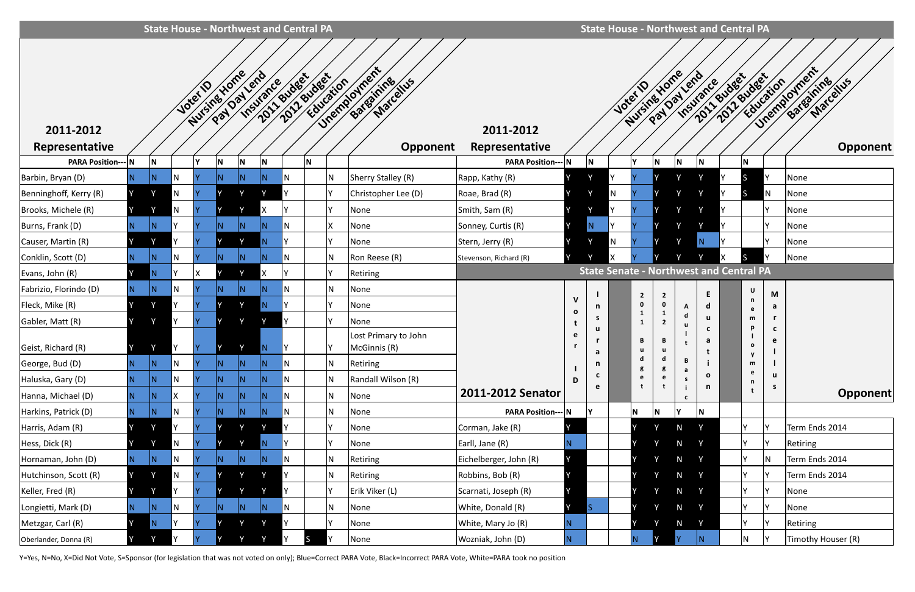## State House - Northwest and Central PA

| 2011-2012 Representative | Voter ID | Nursing Home | Pay Day Lend | Insurance | 2011 Budget | 2012 Budget | Education | Unemployment | Bargaining | Marcellus | Opponent |
|---|---|---|---|---|---|---|---|---|---|---|---|
| PARA Position--- | N | N | | Y | N | N | N | | N | | |
| Barbin, Bryan (D) | N | N | N | Y | N | N | N | N | | N | Sherry Stalley (R) |
| Benninghoff, Kerry (R) | Y | Y | N | Y | Y | Y | Y | Y | | Y | Christopher Lee (D) |
| Brooks, Michele (R) | Y | Y | N | Y | Y | Y | X | Y | | Y | None |
| Burns, Frank (D) | N | N | Y | Y | N | N | N | N | | X | None |
| Causer, Martin (R) | Y | Y | Y | Y | Y | Y | N | Y | | Y | None |
| Conklin, Scott (D) | N | N | N | Y | N | N | N | N | | N | Ron Reese (R) |
| Evans, John (R) | Y | N | Y | X | Y | Y | X | Y | | Y | Retiring |
| Fabrizio, Florindo (D) | N | N | N | Y | N | N | N | N | | N | None |
| Fleck, Mike (R) | Y | Y | Y | Y | Y | Y | N | Y | | Y | None |
| Gabler, Matt (R) | Y | Y | Y | Y | Y | Y | Y | Y | | Y | None |
| Geist, Richard (R) | Y | Y | Y | Y | Y | Y | N | Y | | Y | Lost Primary to John McGinnis (R) |
| George, Bud (D) | N | N | N | Y | N | N | N | N | | N | Retiring |
| Haluska, Gary (D) | N | N | N | Y | N | N | N | N | | N | Randall Wilson (R) |
| Hanna, Michael (D) | N | N | X | Y | N | N | N | N | | N | None |
| Harkins, Patrick (D) | N | N | N | Y | N | N | N | N | | N | None |
| Harris, Adam (R) | Y | Y | Y | Y | Y | Y | Y | Y | | Y | None |
| Hess, Dick (R) | Y | Y | N | Y | Y | Y | N | Y | | Y | None |
| Hornaman, John (D) | N | N | N | Y | N | N | N | N | | N | Retiring |
| Hutchinson, Scott (R) | Y | Y | N | Y | Y | Y | Y | Y | | N | Retiring |
| Keller, Fred (R) | Y | Y | Y | Y | Y | Y | Y | Y | | Y | Erik Viker (L) |
| Longietti, Mark (D) | N | N | N | Y | N | N | N | N | | N | None |
| Metzgar, Carl (R) | Y | N | Y | Y | Y | Y | Y | Y | | Y | None |
| Oberlander, Donna (R) | Y | Y | Y | Y | Y | Y | Y | Y | S | Y | None |

## State House - Northwest and Central PA

| 2011-2012 Representative | Voter ID | Nursing Home | Pay Day Lend | Insurance | 2011 Budget | 2012 Budget | Education | Unemployment | Bargaining | Marcellus | Opponent |
|---|---|---|---|---|---|---|---|---|---|---|---|
| PARA Position--- | N | N | | Y | N | N | N | | N | | |
| Rapp, Kathy (R) | Y | Y | Y | Y | Y | Y | Y | Y | S | Y | None |
| Roae, Brad (R) | Y | Y | N | Y | Y | Y | Y | Y | S | N | None |
| Smith, Sam (R) | Y | Y | Y | Y | Y | Y | Y | Y | | Y | None |
| Sonney, Curtis (R) | Y | N | Y | Y | Y | Y | Y | Y | | Y | None |
| Stern, Jerry (R) | Y | Y | N | Y | Y | Y | N | Y | | Y | None |
| Stevenson, Richard (R) | Y | Y | X | Y | Y | Y | Y | X | S | Y | None |

## State Senate - Northwest and Central PA

| 2011-2012 Senator | Voter ID | Insurance | | 2011 Budget | 2012 Budget | Adult Basic | Education | | Unemployment | Marcellus | Opponent |
|---|---|---|---|---|---|---|---|---|---|---|---|
| PARA Position--- | N | Y | | N | N | Y | N | | | | |
| Corman, Jake (R) | Y | | | Y | Y | N | Y | | Y | Y | Term Ends 2014 |
| Earll, Jane (R) | N | | | Y | Y | N | Y | | Y | Y | Retiring |
| Eichelberger, John (R) | Y | | | Y | Y | N | Y | | Y | N | Term Ends 2014 |
| Robbins, Bob (R) | Y | | | Y | Y | N | Y | | Y | Y | Term Ends 2014 |
| Scarnati, Joseph (R) | Y | | | Y | Y | N | Y | | Y | Y | None |
| White, Donald (R) | Y | S | | Y | Y | N | Y | | Y | Y | None |
| White, Mary Jo (R) | N | | | Y | Y | N | Y | | Y | Y | Retiring |
| Wozniak, John (D) | N | | | N | Y | Y | N | | N | Y | Timothy Houser (R) |

Y=Yes, N=No, X=Did Not Vote, S=Sponsor (for legislation that was not voted on only); Blue=Correct PARA Vote, Black=Incorrect PARA Vote, White=PARA took no position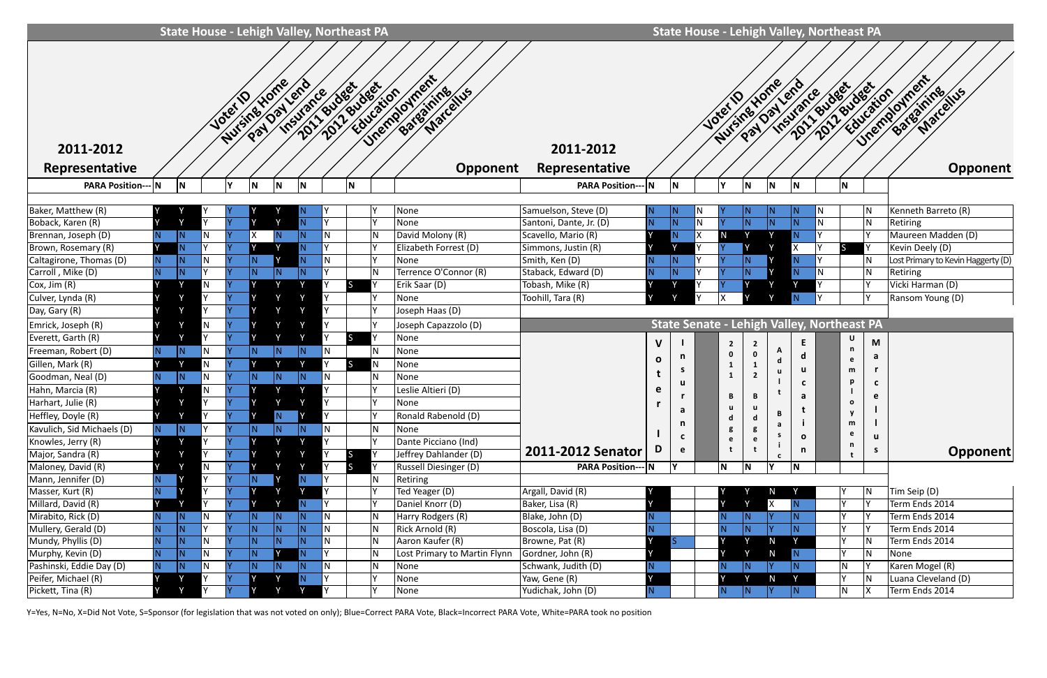# State House - Lehigh Valley, Northeast PA

| 2011-2012 Representative | Voter ID | Nursing Home | Pay Day Lend | Insurance | 2011 Budget | 2012 Budget | Education | Unemployment | Bargaining | Marcellus | Opponent |
|---|---|---|---|---|---|---|---|---|---|---|---|
| **PARA Position---** | N | N | | Y | N | N | N | | N | | |
| Baker, Matthew (R) | Y | Y | Y | Y | Y | Y | N | Y | | Y | None |
| Boback, Karen (R) | Y | Y | Y | Y | Y | Y | N | Y | | Y | None |
| Brennan, Joseph (D) | N | N | N | Y | X | N | N | N | | N | David Molony (R) |
| Brown, Rosemary (R) | Y | N | Y | Y | Y | Y | N | Y | | Y | Elizabeth Forrest (D) |
| Caltagirone, Thomas (D) | N | N | N | Y | N | Y | N | N | | Y | None |
| Carroll , Mike (D) | N | N | Y | Y | N | N | N | Y | | N | Terrence O'Connor (R) |
| Cox, Jim (R) | Y | Y | N | Y | Y | Y | Y | Y | S | Y | Erik Saar (D) |
| Culver, Lynda (R) | Y | Y | Y | Y | Y | Y | Y | Y | | Y | None |
| Day, Gary (R) | Y | Y | Y | Y | Y | Y | Y | Y | | Y | Joseph Haas (D) |
| Emrick, Joseph (R) | Y | Y | N | Y | Y | Y | Y | Y | | Y | Joseph Capazzolo (D) |
| Everett, Garth (R) | Y | Y | Y | Y | Y | Y | Y | Y | S | Y | None |
| Freeman, Robert (D) | N | N | N | Y | N | N | N | N | | N | None |
| Gillen, Mark (R) | Y | Y | N | Y | Y | Y | Y | Y | S | N | None |
| Goodman, Neal (D) | N | N | N | Y | N | N | N | N | | N | None |
| Hahn, Marcia (R) | Y | Y | N | Y | Y | Y | Y | Y | | Y | Leslie Altieri (D) |
| Harhart, Julie (R) | Y | Y | Y | Y | Y | Y | Y | Y | | Y | None |
| Heffley, Doyle (R) | Y | Y | Y | Y | Y | N | Y | Y | | Y | Ronald Rabenold (D) |
| Kavulich, Sid Michaels (D) | N | N | Y | Y | N | N | N | N | | N | None |
| Knowles, Jerry (R) | Y | Y | Y | Y | Y | Y | Y | Y | | Y | Dante Picciano (Ind) |
| Major, Sandra (R) | Y | Y | Y | Y | Y | Y | Y | Y | S | Y | Jeffrey Dahlander (D) |
| Maloney, David (R) | Y | Y | N | Y | Y | Y | Y | Y | S | Y | Russell Diesinger (D) |
| Mann, Jennifer (D) | N | Y | Y | Y | N | Y | N | Y | | N | Retiring |
| Masser, Kurt (R) | N | Y | Y | Y | Y | Y | Y | Y | | Y | Ted Yeager (D) |
| Millard, David (R) | Y | Y | Y | Y | Y | Y | N | Y | | Y | Daniel Knorr (D) |
| Mirabito, Rick (D) | N | N | N | Y | N | N | N | N | | N | Harry Rodgers (R) |
| Mullery, Gerald (D) | N | N | Y | Y | N | N | N | N | | N | Rick Arnold (R) |
| Mundy, Phyllis (D) | N | N | N | Y | N | N | N | N | | N | Aaron Kaufer (R) |
| Murphy, Kevin (D) | N | N | N | Y | N | Y | N | Y | | N | Lost Primary to Martin Flynn |
| Pashinski, Eddie Day (D) | N | N | N | Y | N | N | N | N | | N | None |
| Peifer, Michael (R) | Y | Y | Y | Y | Y | Y | N | Y | | Y | None |
| Pickett, Tina (R) | Y | Y | Y | Y | Y | Y | Y | Y | | Y | None |
| Samuelson, Steve (D) | N | N | N | Y | N | N | N | N | | N | Kenneth Barreto (R) |
| Santoni, Dante, Jr. (D) | N | N | N | Y | N | N | N | N | | N | Retiring |
| Scavello, Mario (R) | Y | N | X | N | Y | Y | N | Y | | Y | Maureen Madden (D) |
| Simmons, Justin (R) | Y | Y | Y | Y | Y | Y | X | Y | S | Y | Kevin Deely (D) |
| Smith, Ken (D) | N | N | Y | Y | N | Y | N | Y | | N | Lost Primary to Kevin Haggerty (D) |
| Staback, Edward (D) | N | N | Y | Y | N | Y | N | N | | N | Retiring |
| Tobash, Mike (R) | Y | Y | Y | Y | Y | Y | Y | Y | | Y | Vicki Harman (D) |
| Toohill, Tara (R) | Y | Y | Y | X | Y | Y | N | Y | | Y | Ransom Young (D) |

# State Senate - Lehigh Valley, Northeast PA

| 2011-2012 Senator | Voter ID | Insurance | | 2011 Budget | 2012 Budget | Adult Basic | Education | | Unemployment | Marcellus | Opponent |
|---|---|---|---|---|---|---|---|---|---|---|---|
| **PARA Position---** | N | Y | | N | N | Y | N | | | | |
| Argall, David (R) | Y | | | Y | Y | N | Y | | Y | N | Tim Seip (D) |
| Baker, Lisa (R) | Y | | | Y | Y | X | N | | Y | Y | Term Ends 2014 |
| Blake, John (D) | N | | | N | N | Y | N | | Y | Y | Term Ends 2014 |
| Boscola, Lisa (D) | N | | | N | N | Y | N | | Y | Y | Term Ends 2014 |
| Browne, Pat (R) | Y | S | | Y | Y | N | Y | | Y | N | Term Ends 2014 |
| Gordner, John (R) | Y | | | Y | Y | N | N | | Y | N | None |
| Schwank, Judith (D) | N | | | N | N | Y | N | | N | Y | Karen Mogel (R) |
| Yaw, Gene (R) | Y | | | Y | Y | N | Y | | Y | N | Luana Cleveland (D) |
| Yudichak, John (D) | N | | | N | N | Y | N | | N | X | Term Ends 2014 |

Y=Yes, N=No, X=Did Not Vote, S=Sponsor (for legislation that was not voted on only); Blue=Correct PARA Vote, Black=Incorrect PARA Vote, White=PARA took no position